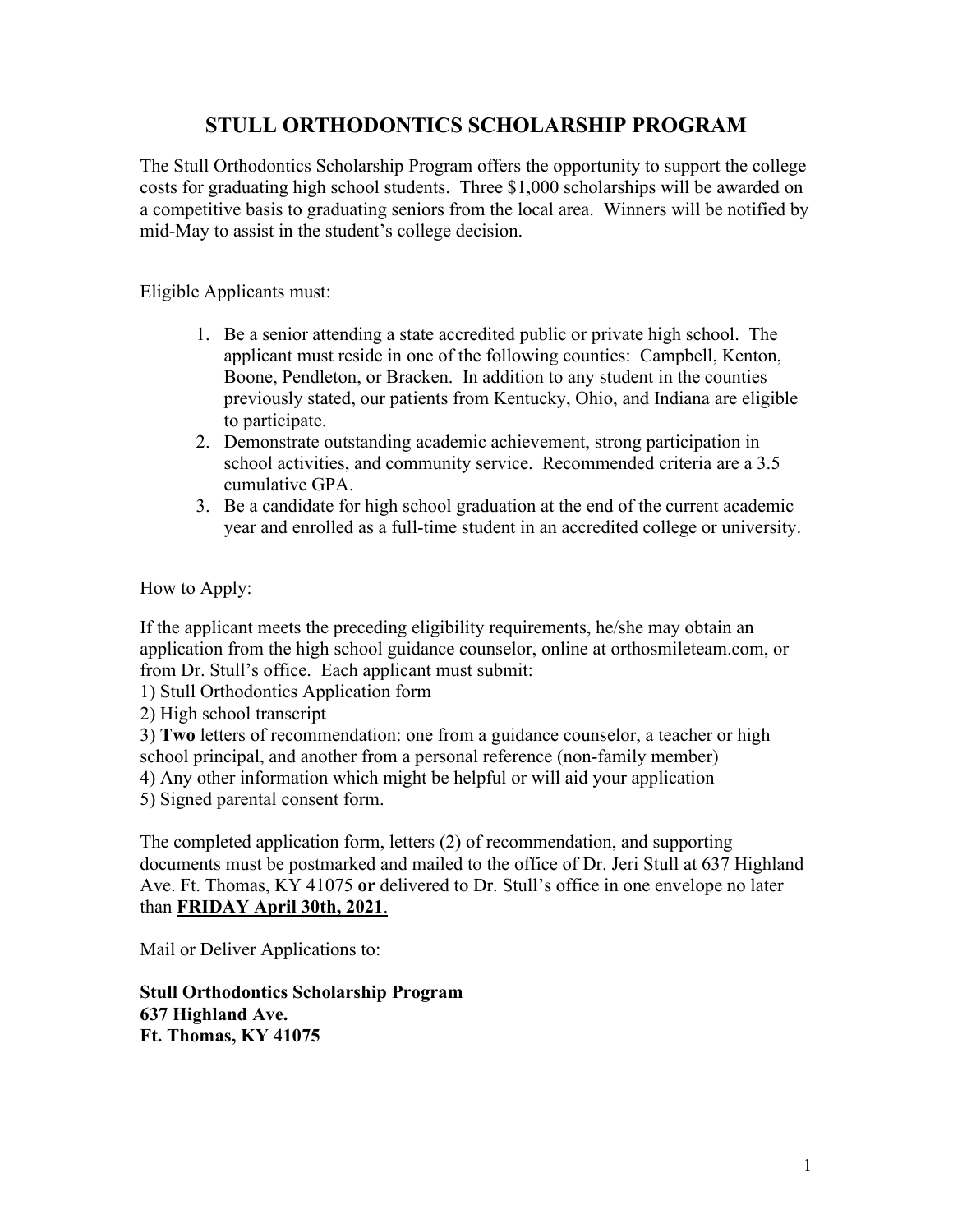# STULL ORTHODONTICS SCHOLARSHIP PROGRAM

The Stull Orthodontics Scholarship Program offers the opportunity to support the college costs for graduating high school students. Three $1,000 scholarships will be awarded on a competitive basis to graduating seniors from the local area. Winners will be notified by mid-May to assist in the student's college decision.

Eligible Applicants must:

1. Be a senior attending a state accredited public or private high school. The applicant must reside in one of the following counties: Campbell, Kenton, Boone, Pendleton, or Bracken. In addition to any student in the counties previously stated, our patients from Kentucky, Ohio, and Indiana are eligible to participate.
2. Demonstrate outstanding academic achievement, strong participation in school activities, and community service. Recommended criteria are a 3.5 cumulative GPA.
3. Be a candidate for high school graduation at the end of the current academic year and enrolled as a full-time student in an accredited college or university.

How to Apply:

If the applicant meets the preceding eligibility requirements, he/she may obtain an application from the high school guidance counselor, online at orthosmileteam.com, or from Dr. Stull's office. Each applicant must submit:

1) Stull Orthodontics Application form
2) High school transcript
3) **Two** letters of recommendation: one from a guidance counselor, a teacher or high school principal, and another from a personal reference (non-family member)
4) Any other information which might be helpful or will aid your application
5) Signed parental consent form.

The completed application form, letters (2) of recommendation, and supporting documents must be postmarked and mailed to the office of Dr. Jeri Stull at 637 Highland Ave. Ft. Thomas, KY 41075 **or** delivered to Dr. Stull's office in one envelope no later than <u>**FRIDAY April 30th, 2021**</u>.

Mail or Deliver Applications to:

**Stull Orthodontics Scholarship Program**
**637 Highland Ave.**
**Ft. Thomas, KY 41075**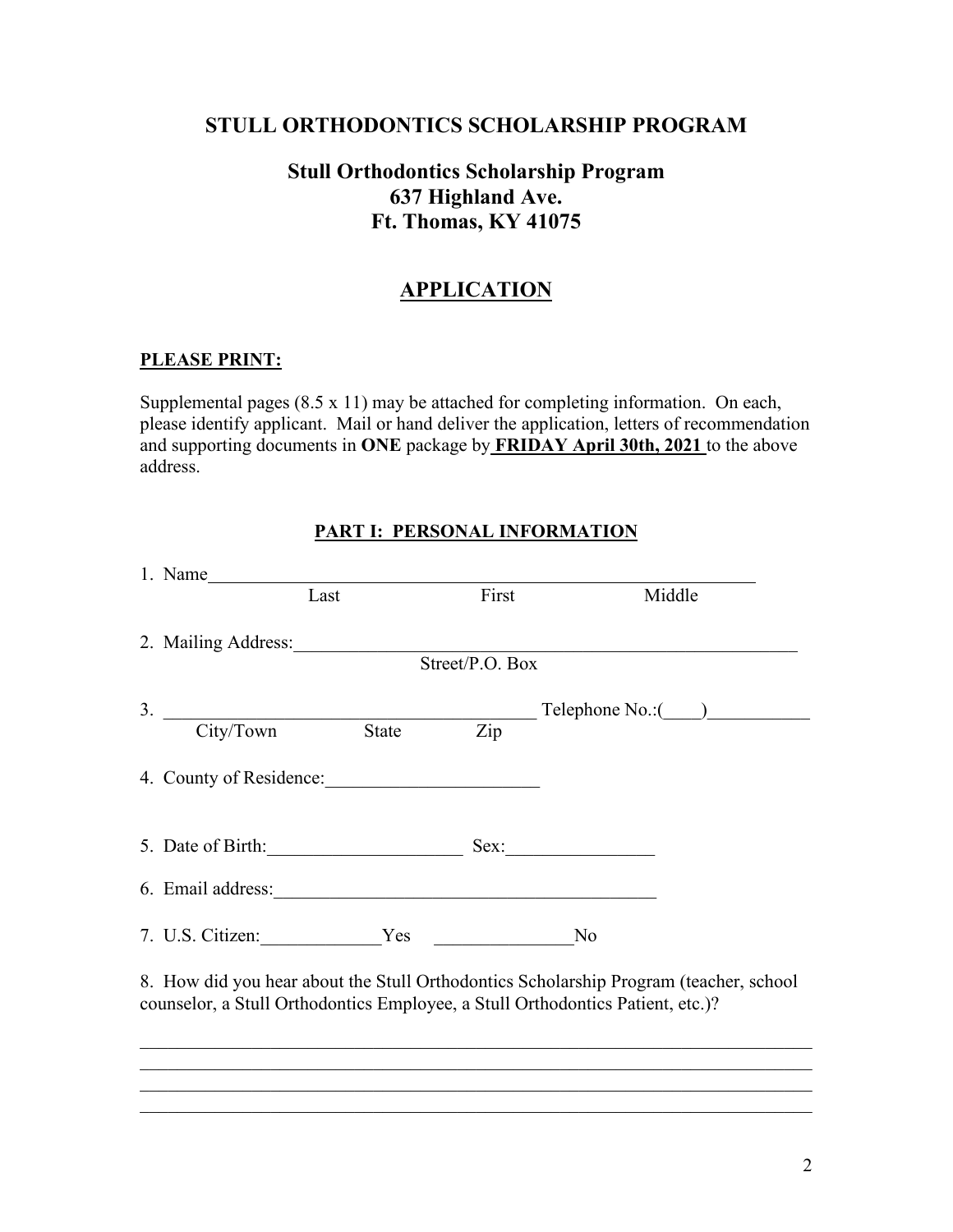# STULL ORTHODONTICS SCHOLARSHIP PROGRAM

## Stull Orthodontics Scholarship Program
## 637 Highland Ave.
## Ft. Thomas, KY 41075

## APPLICATION

**PLEASE PRINT:**

Supplemental pages (8.5 x 11) may be attached for completing information. On each, please identify applicant. Mail or hand deliver the application, letters of recommendation and supporting documents in **ONE** package by **FRIDAY April 30th, 2021** to the above address.

### PART I: PERSONAL INFORMATION

1. Name_______________________________________________
   Last First Middle

2. Mailing Address:_______________________________________
   Street/P.O. Box

3. ________________________________ Telephone No.:(____)___________
   City/Town State Zip

4. County of Residence:______________________

5. Date of Birth:____________________ Sex:_______________

6. Email address:________________________________________

7. U.S. Citizen:_____________Yes _______________No

8. How did you hear about the Stull Orthodontics Scholarship Program (teacher, school counselor, a Stull Orthodontics Employee, a Stull Orthodontics Patient, etc.)?

_____________________________________________________________________________
_____________________________________________________________________________
_____________________________________________________________________________
_____________________________________________________________________________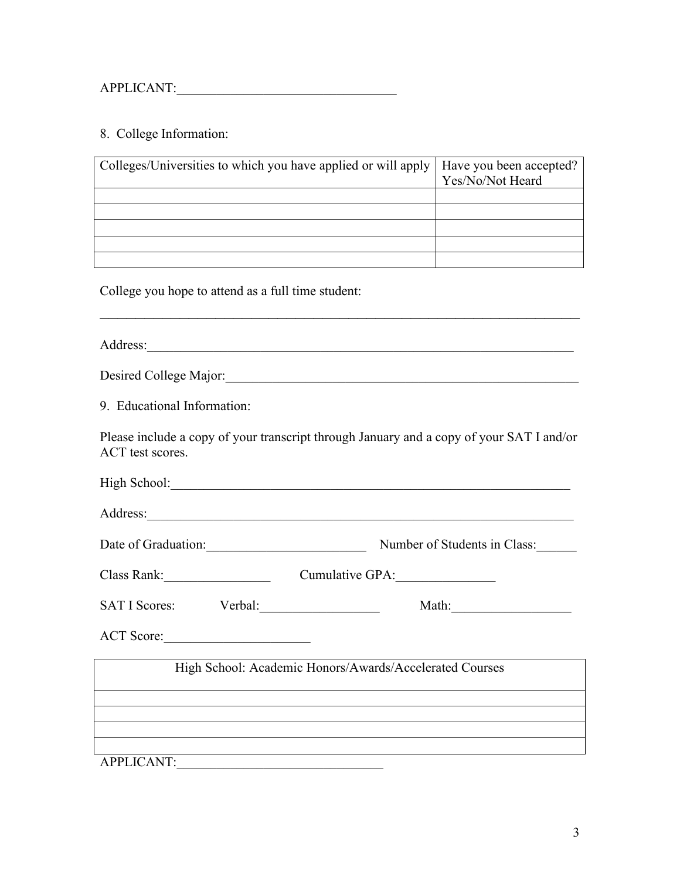APPLICANT:_________________________________

8. College Information:

| Colleges/Universities to which you have applied or will apply | Have you been accepted? Yes/No/Not Heard |
|---|---|
| | |
| | |
| | |
| | |
| | |

College you hope to attend as a full time student:

___________________________________________________________________________

Address:_________________________________________________________________

Desired College Major:_____________________________________________________

9. Educational Information:

Please include a copy of your transcript through January and a copy of your SAT I and/or ACT test scores.

High School:______________________________________________________________

Address:_________________________________________________________________

Date of Graduation:________________________ Number of Students in Class:______

Class Rank:________________ Cumulative GPA:_______________

SAT I Scores: Verbal:__________________ Math:__________________

ACT Score:______________________

| High School: Academic Honors/Awards/Accelerated Courses |
|---|
| |
| |
| |
| |

APPLICANT:________________________________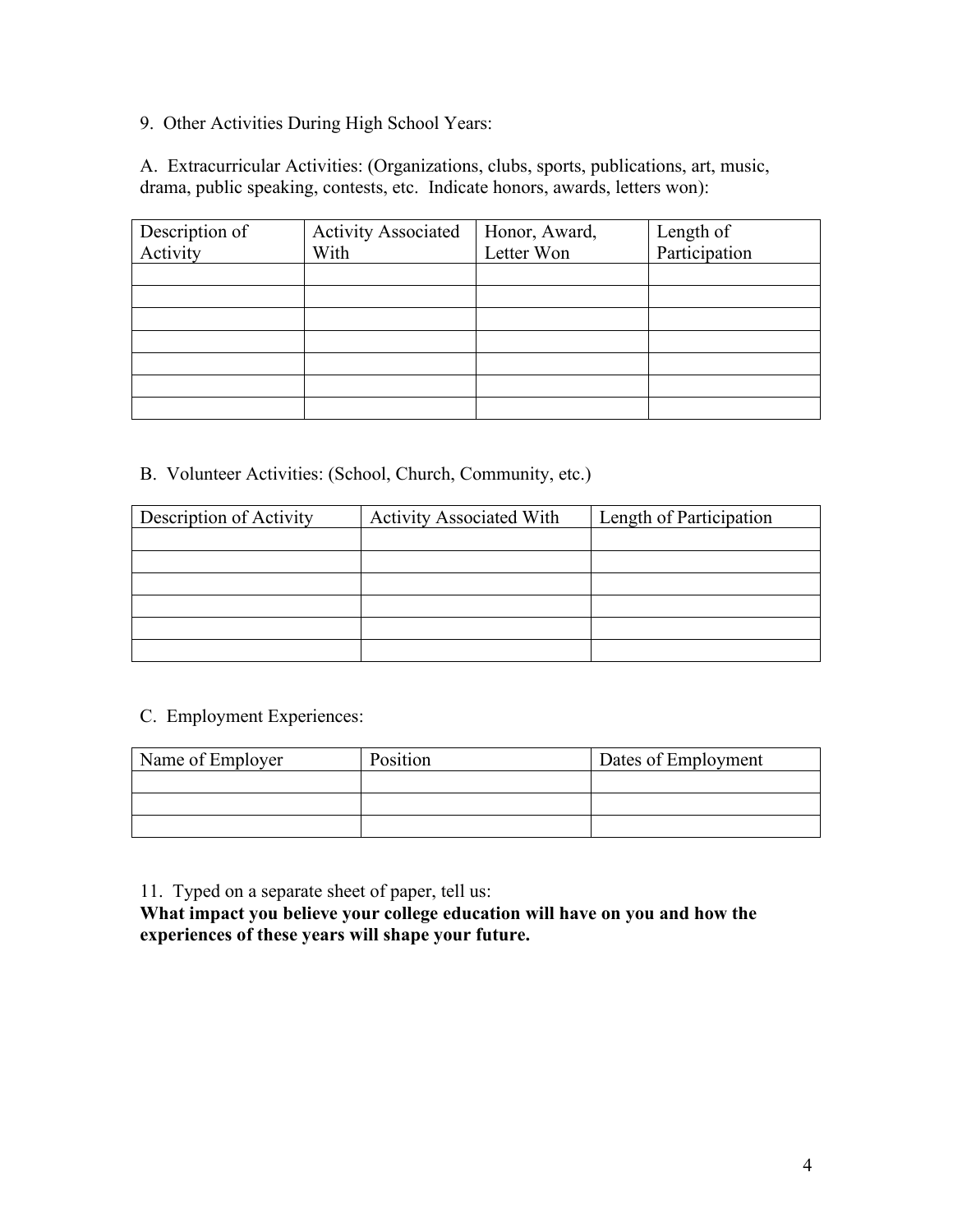9. Other Activities During High School Years:

A. Extracurricular Activities: (Organizations, clubs, sports, publications, art, music, drama, public speaking, contests, etc. Indicate honors, awards, letters won):

| Description of Activity | Activity Associated With | Honor, Award, Letter Won | Length of Participation |
|---|---|---|---|
| | | | |
| | | | |
| | | | |
| | | | |
| | | | |
| | | | |
| | | | |

B. Volunteer Activities: (School, Church, Community, etc.)

| Description of Activity | Activity Associated With | Length of Participation |
|---|---|---|
| | | |
| | | |
| | | |
| | | |
| | | |
| | | |

C. Employment Experiences:

| Name of Employer | Position | Dates of Employment |
|---|---|---|
| | | |
| | | |
| | | |

11. Typed on a separate sheet of paper, tell us:
**What impact you believe your college education will have on you and how the experiences of these years will shape your future.**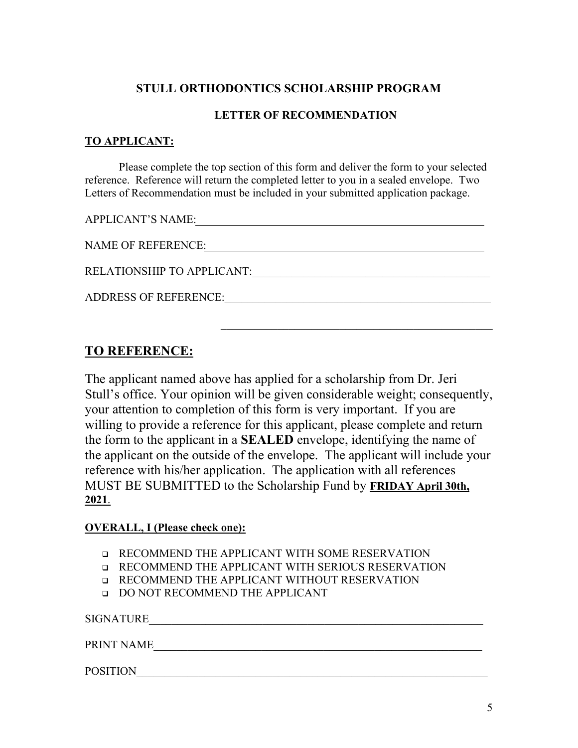## STULL ORTHODONTICS SCHOLARSHIP PROGRAM

### LETTER OF RECOMMENDATION

**TO APPLICANT:**

Please complete the top section of this form and deliver the form to your selected reference. Reference will return the completed letter to you in a sealed envelope. Two Letters of Recommendation must be included in your submitted application package.

APPLICANT'S NAME:\_\_\_\_\_\_\_\_\_\_\_\_\_\_\_\_\_\_\_\_\_\_\_\_\_\_\_\_\_\_\_\_\_\_\_\_\_\_\_\_\_\_\_\_\_\_

NAME OF REFERENCE:\_\_\_\_\_\_\_\_\_\_\_\_\_\_\_\_\_\_\_\_\_\_\_\_\_\_\_\_\_\_\_\_\_\_\_\_\_\_\_\_\_\_\_\_

RELATIONSHIP TO APPLICANT:\_\_\_\_\_\_\_\_\_\_\_\_\_\_\_\_\_\_\_\_\_\_\_\_\_\_\_\_\_\_\_\_\_\_\_\_\_\_

ADDRESS OF REFERENCE:\_\_\_\_\_\_\_\_\_\_\_\_\_\_\_\_\_\_\_\_\_\_\_\_\_\_\_\_\_\_\_\_\_\_\_\_\_\_\_\_\_\_

\_\_\_\_\_\_\_\_\_\_\_\_\_\_\_\_\_\_\_\_\_\_\_\_\_\_\_\_\_\_\_\_\_\_\_\_\_\_\_\_\_\_\_\_\_\_

## TO REFERENCE:

The applicant named above has applied for a scholarship from Dr. Jeri Stull's office. Your opinion will be given considerable weight; consequently, your attention to completion of this form is very important. If you are willing to provide a reference for this applicant, please complete and return the form to the applicant in a **SEALED** envelope, identifying the name of the applicant on the outside of the envelope. The applicant will include your reference with his/her application. The application with all references MUST BE SUBMITTED to the Scholarship Fund by **FRIDAY April 30th, 2021**.

**OVERALL, I (Please check one):**

- ☐ RECOMMEND THE APPLICANT WITH SOME RESERVATION
- ☐ RECOMMEND THE APPLICANT WITH SERIOUS RESERVATION
- ☐ RECOMMEND THE APPLICANT WITHOUT RESERVATION
- ☐ DO NOT RECOMMEND THE APPLICANT

SIGNATURE\_\_\_\_\_\_\_\_\_\_\_\_\_\_\_\_\_\_\_\_\_\_\_\_\_\_\_\_\_\_\_\_\_\_\_\_\_\_\_\_\_\_\_\_\_\_\_\_\_\_\_\_\_\_\_\_

PRINT NAME\_\_\_\_\_\_\_\_\_\_\_\_\_\_\_\_\_\_\_\_\_\_\_\_\_\_\_\_\_\_\_\_\_\_\_\_\_\_\_\_\_\_\_\_\_\_\_\_\_\_\_\_\_\_\_

POSITION\_\_\_\_\_\_\_\_\_\_\_\_\_\_\_\_\_\_\_\_\_\_\_\_\_\_\_\_\_\_\_\_\_\_\_\_\_\_\_\_\_\_\_\_\_\_\_\_\_\_\_\_\_\_\_\_\_\_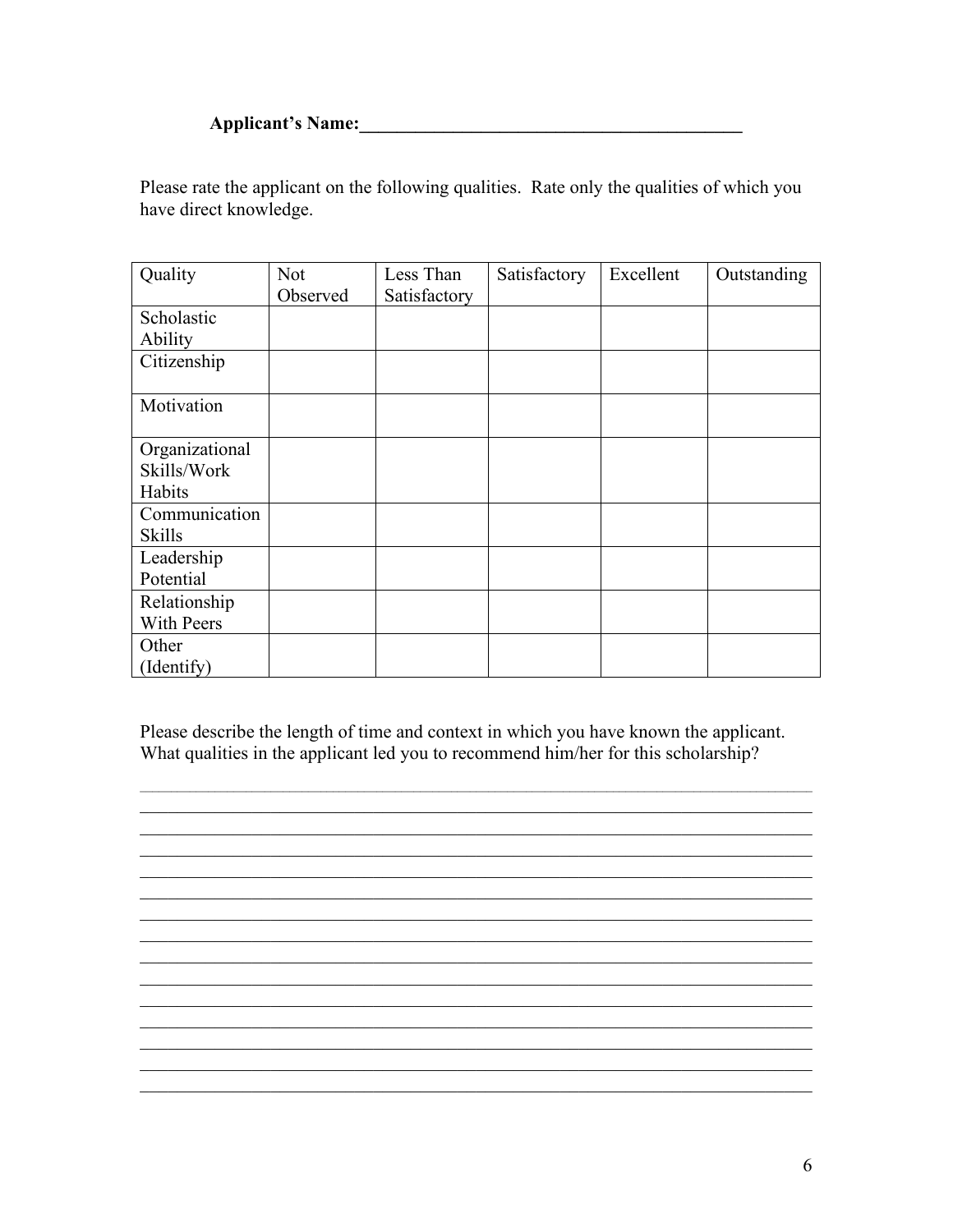**Applicant's Name:___________________________________________**

Please rate the applicant on the following qualities. Rate only the qualities of which you have direct knowledge.

| Quality | Not Observed | Less Than Satisfactory | Satisfactory | Excellent | Outstanding |
|---|---|---|---|---|---|
| Scholastic Ability | | | | | |
| Citizenship | | | | | |
| Motivation | | | | | |
| Organizational Skills/Work Habits | | | | | |
| Communication Skills | | | | | |
| Leadership Potential | | | | | |
| Relationship With Peers | | | | | |
| Other (Identify) | | | | | |

Please describe the length of time and context in which you have known the applicant. What qualities in the applicant led you to recommend him/her for this scholarship?

_____________________________________________________________________________

_____________________________________________________________________________

_____________________________________________________________________________

_____________________________________________________________________________

_____________________________________________________________________________

_____________________________________________________________________________

_____________________________________________________________________________

_____________________________________________________________________________

_____________________________________________________________________________

_____________________________________________________________________________

_____________________________________________________________________________

_____________________________________________________________________________

_____________________________________________________________________________

_____________________________________________________________________________

_____________________________________________________________________________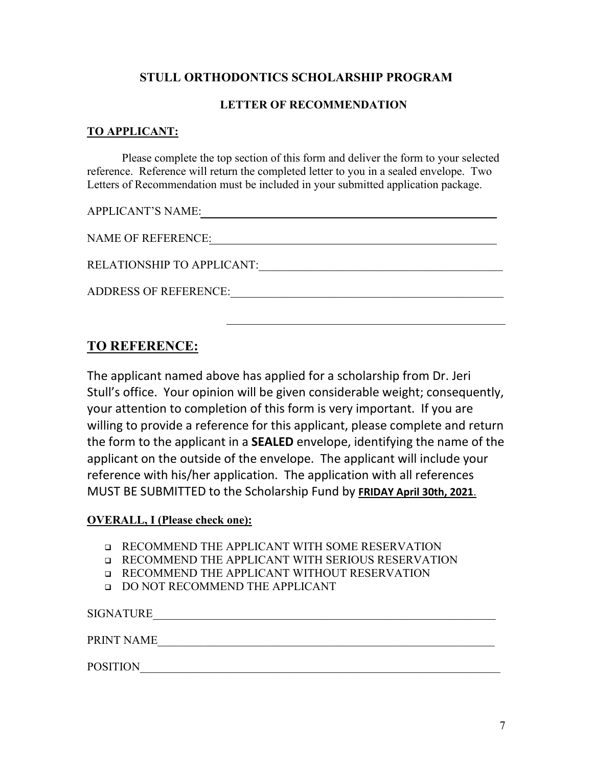## STULL ORTHODONTICS SCHOLARSHIP PROGRAM

### LETTER OF RECOMMENDATION

**TO APPLICANT:**

Please complete the top section of this form and deliver the form to your selected reference. Reference will return the completed letter to you in a sealed envelope. Two Letters of Recommendation must be included in your submitted application package.

APPLICANT'S NAME:\_\_\_\_\_\_\_\_\_\_\_\_\_\_\_\_\_\_\_\_\_\_\_\_\_\_\_\_\_\_\_\_\_\_\_\_\_\_\_\_\_\_\_\_

NAME OF REFERENCE:\_\_\_\_\_\_\_\_\_\_\_\_\_\_\_\_\_\_\_\_\_\_\_\_\_\_\_\_\_\_\_\_\_\_\_\_\_\_\_\_\_\_

RELATIONSHIP TO APPLICANT:\_\_\_\_\_\_\_\_\_\_\_\_\_\_\_\_\_\_\_\_\_\_\_\_\_\_\_\_\_\_\_\_\_\_\_\_

ADDRESS OF REFERENCE:\_\_\_\_\_\_\_\_\_\_\_\_\_\_\_\_\_\_\_\_\_\_\_\_\_\_\_\_\_\_\_\_\_\_\_\_\_\_\_

\_\_\_\_\_\_\_\_\_\_\_\_\_\_\_\_\_\_\_\_\_\_\_\_\_\_\_\_\_\_\_\_\_\_\_\_\_\_\_

## TO REFERENCE:

The applicant named above has applied for a scholarship from Dr. Jeri Stull's office. Your opinion will be given considerable weight; consequently, your attention to completion of this form is very important. If you are willing to provide a reference for this applicant, please complete and return the form to the applicant in a **SEALED** envelope, identifying the name of the applicant on the outside of the envelope. The applicant will include your reference with his/her application. The application with all references MUST BE SUBMITTED to the Scholarship Fund by **FRIDAY April 30th, 2021**.

**OVERALL, I (Please check one):**

- ☐ RECOMMEND THE APPLICANT WITH SOME RESERVATION
- ☐ RECOMMEND THE APPLICANT WITH SERIOUS RESERVATION
- ☐ RECOMMEND THE APPLICANT WITHOUT RESERVATION
- ☐ DO NOT RECOMMEND THE APPLICANT

SIGNATURE\_\_\_\_\_\_\_\_\_\_\_\_\_\_\_\_\_\_\_\_\_\_\_\_\_\_\_\_\_\_\_\_\_\_\_\_\_\_\_\_\_\_\_\_\_\_\_\_\_\_\_\_\_\_

PRINT NAME\_\_\_\_\_\_\_\_\_\_\_\_\_\_\_\_\_\_\_\_\_\_\_\_\_\_\_\_\_\_\_\_\_\_\_\_\_\_\_\_\_\_\_\_\_\_\_\_\_\_\_\_\_

POSITION\_\_\_\_\_\_\_\_\_\_\_\_\_\_\_\_\_\_\_\_\_\_\_\_\_\_\_\_\_\_\_\_\_\_\_\_\_\_\_\_\_\_\_\_\_\_\_\_\_\_\_\_\_\_\_\_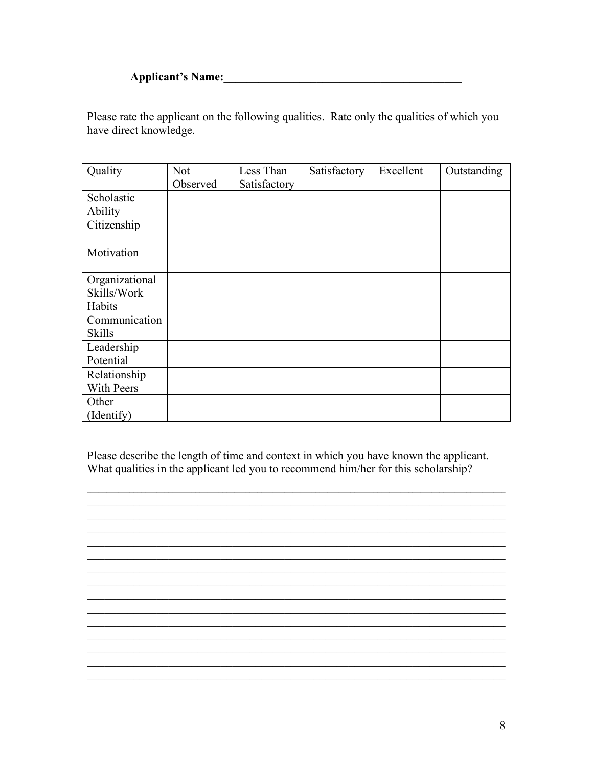**Applicant's Name:__________________________________________**

Please rate the applicant on the following qualities. Rate only the qualities of which you have direct knowledge.

| Quality | Not Observed | Less Than Satisfactory | Satisfactory | Excellent | Outstanding |
|---|---|---|---|---|---|
| Scholastic Ability | | | | | |
| Citizenship | | | | | |
| Motivation | | | | | |
| Organizational Skills/Work Habits | | | | | |
| Communication Skills | | | | | |
| Leadership Potential | | | | | |
| Relationship With Peers | | | | | |
| Other (Identify) | | | | | |

Please describe the length of time and context in which you have known the applicant. What qualities in the applicant led you to recommend him/her for this scholarship?

_____________________________________________________________________________

_____________________________________________________________________________

_____________________________________________________________________________

_____________________________________________________________________________

_____________________________________________________________________________

_____________________________________________________________________________

_____________________________________________________________________________

_____________________________________________________________________________

_____________________________________________________________________________

_____________________________________________________________________________

_____________________________________________________________________________

_____________________________________________________________________________

_____________________________________________________________________________

_____________________________________________________________________________

_____________________________________________________________________________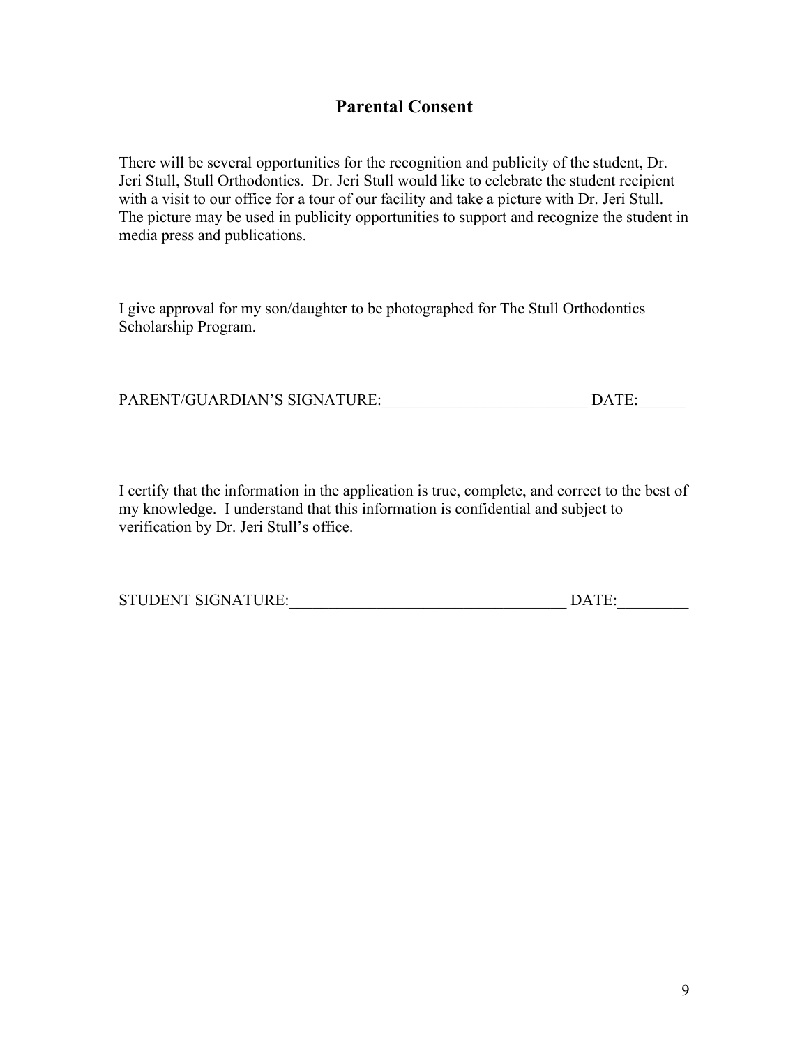## Parental Consent

There will be several opportunities for the recognition and publicity of the student, Dr. Jeri Stull, Stull Orthodontics. Dr. Jeri Stull would like to celebrate the student recipient with a visit to our office for a tour of our facility and take a picture with Dr. Jeri Stull. The picture may be used in publicity opportunities to support and recognize the student in media press and publications.

I give approval for my son/daughter to be photographed for The Stull Orthodontics Scholarship Program.

PARENT/GUARDIAN'S SIGNATURE:__________________________ DATE:______

I certify that the information in the application is true, complete, and correct to the best of my knowledge. I understand that this information is confidential and subject to verification by Dr. Jeri Stull's office.

STUDENT SIGNATURE:___________________________________ DATE:_________